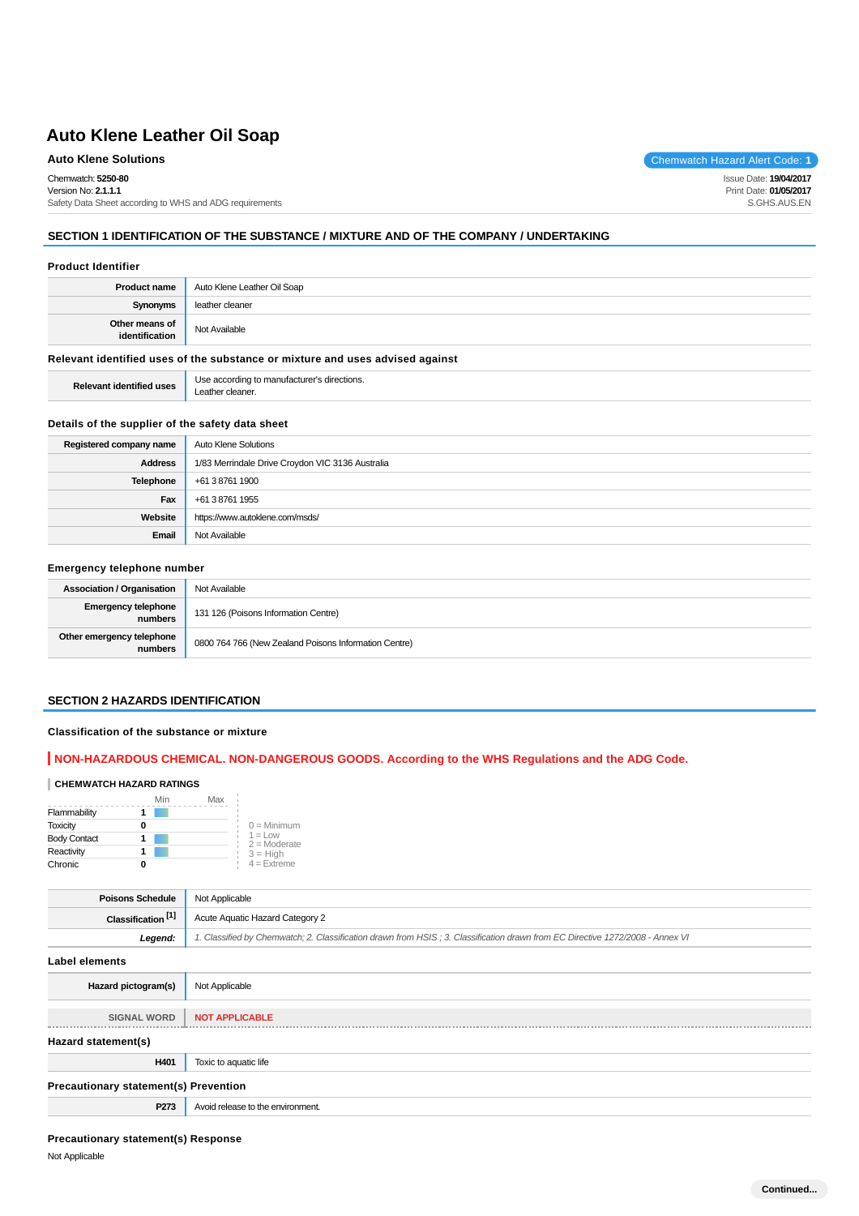# Auto Klene Leather Oil Soap

**Auto Klene Solutions**

Chemwatch Hazard Alert Code: **1**

Chemwatch: **5250-80**
Version No: **2.1.1.1**
Safety Data Sheet according to WHS and ADG requirements

Issue Date: **19/04/2017**
Print Date: **01/05/2017**
S.GHS.AUS.EN

## SECTION 1 IDENTIFICATION OF THE SUBSTANCE / MIXTURE AND OF THE COMPANY / UNDERTAKING

### Product Identifier

| | |
|---|---|
| **Product name** | Auto Klene Leather Oil Soap |
| **Synonyms** | leather cleaner |
| **Other means of identification** | Not Available |

### Relevant identified uses of the substance or mixture and uses advised against

| | |
|---|---|
| **Relevant identified uses** | Use according to manufacturer's directions.<br>Leather cleaner. |

### Details of the supplier of the safety data sheet

| | |
|---|---|
| **Registered company name** | Auto Klene Solutions |
| **Address** | 1/83 Merrindale Drive Croydon VIC 3136 Australia |
| **Telephone** | +61 3 8761 1900 |
| **Fax** | +61 3 8761 1955 |
| **Website** | https://www.autoklene.com/msds/ |
| **Email** | Not Available |

### Emergency telephone number

| | |
|---|---|
| **Association / Organisation** | Not Available |
| **Emergency telephone numbers** | 131 126 (Poisons Information Centre) |
| **Other emergency telephone numbers** | 0800 764 766 (New Zealand Poisons Information Centre) |

## SECTION 2 HAZARDS IDENTIFICATION

### Classification of the substance or mixture

**NON-HAZARDOUS CHEMICAL. NON-DANGEROUS GOODS. According to the WHS Regulations and the ADG Code.**

**CHEMWATCH HAZARD RATINGS**

| | | Min | Max |
|---|---|---|---|
| Flammability | 1 | | |
| Toxicity | 0 | | |
| Body Contact | 1 | | |
| Reactivity | 1 | | |
| Chronic | 0 | | |

0 = Minimum
1 = Low
2 = Moderate
3 = High
4 = Extreme

| | |
|---|---|
| **Poisons Schedule** | Not Applicable |
| **Classification [1]** | Acute Aquatic Hazard Category 2 |
| ***Legend:*** | *1. Classified by Chemwatch; 2. Classification drawn from HSIS ; 3. Classification drawn from EC Directive 1272/2008 - Annex VI* |

### Label elements

| | |
|---|---|
| **Hazard pictogram(s)** | Not Applicable |
| **SIGNAL WORD** | **NOT APPLICABLE** |

### Hazard statement(s)

| | |
|---|---|
| **H401** | Toxic to aquatic life |

### Precautionary statement(s) Prevention

| | |
|---|---|
| **P273** | Avoid release to the environment. |

### Precautionary statement(s) Response

Not Applicable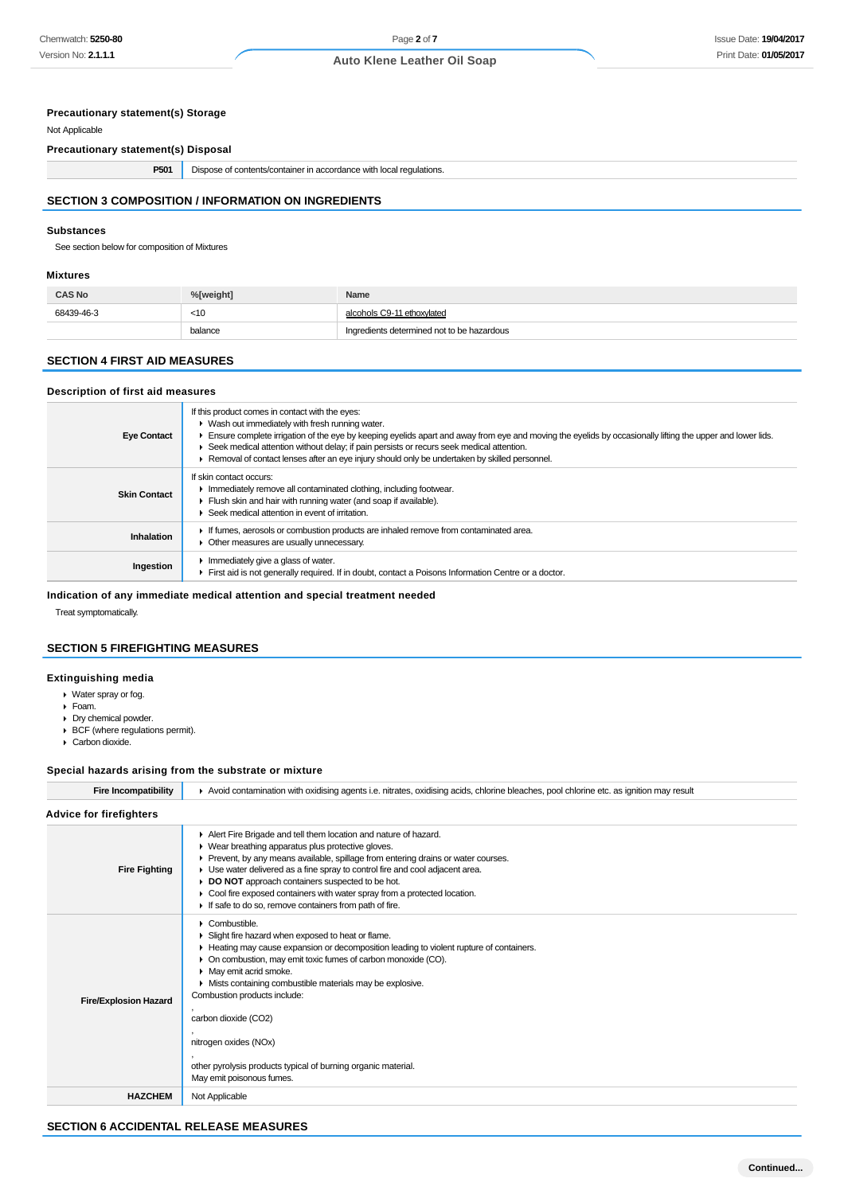### Precautionary statement(s) Storage

Not Applicable

### Precautionary statement(s) Disposal

| | |
|---|---|
| **P501** | Dispose of contents/container in accordance with local regulations. |

## SECTION 3 COMPOSITION / INFORMATION ON INGREDIENTS

### Substances

See section below for composition of Mixtures

### Mixtures

| CAS No | %[weight] | Name |
|---|---|---|
| 68439-46-3 | <10 | alcohols C9-11 ethoxylated |
| | balance | Ingredients determined not to be hazardous |

## SECTION 4 FIRST AID MEASURES

### Description of first aid measures

| | |
|---|---|
| **Eye Contact** | If this product comes in contact with the eyes:<br>▸ Wash out immediately with fresh running water.<br>▸ Ensure complete irrigation of the eye by keeping eyelids apart and away from eye and moving the eyelids by occasionally lifting the upper and lower lids.<br>▸ Seek medical attention without delay; if pain persists or recurs seek medical attention.<br>▸ Removal of contact lenses after an eye injury should only be undertaken by skilled personnel. |
| **Skin Contact** | If skin contact occurs:<br>▸ Immediately remove all contaminated clothing, including footwear.<br>▸ Flush skin and hair with running water (and soap if available).<br>▸ Seek medical attention in event of irritation. |
| **Inhalation** | ▸ If fumes, aerosols or combustion products are inhaled remove from contaminated area.<br>▸ Other measures are usually unnecessary. |
| **Ingestion** | ▸ Immediately give a glass of water.<br>▸ First aid is not generally required. If in doubt, contact a Poisons Information Centre or a doctor. |

### Indication of any immediate medical attention and special treatment needed

Treat symptomatically.

## SECTION 5 FIREFIGHTING MEASURES

### Extinguishing media

- Water spray or fog.
- Foam.
- Dry chemical powder.
- BCF (where regulations permit).
- Carbon dioxide.

### Special hazards arising from the substrate or mixture

| | |
|---|---|
| **Fire Incompatibility** | ▸ Avoid contamination with oxidising agents i.e. nitrates, oxidising acids, chlorine bleaches, pool chlorine etc. as ignition may result |

### Advice for firefighters

| | |
|---|---|
| **Fire Fighting** | ▸ Alert Fire Brigade and tell them location and nature of hazard.<br>▸ Wear breathing apparatus plus protective gloves.<br>▸ Prevent, by any means available, spillage from entering drains or water courses.<br>▸ Use water delivered as a fine spray to control fire and cool adjacent area.<br>▸ **DO NOT** approach containers suspected to be hot.<br>▸ Cool fire exposed containers with water spray from a protected location.<br>▸ If safe to do so, remove containers from path of fire. |
| **Fire/Explosion Hazard** | ▸ Combustible.<br>▸ Slight fire hazard when exposed to heat or flame.<br>▸ Heating may cause expansion or decomposition leading to violent rupture of containers.<br>▸ On combustion, may emit toxic fumes of carbon monoxide (CO).<br>▸ May emit acrid smoke.<br>▸ Mists containing combustible materials may be explosive.<br>Combustion products include:<br>,<br>carbon dioxide ($CO_2$)<br>,<br>nitrogen oxides (NOx)<br>,<br>other pyrolysis products typical of burning organic material.<br>May emit poisonous fumes. |
| **HAZCHEM** | Not Applicable |

## SECTION 6 ACCIDENTAL RELEASE MEASURES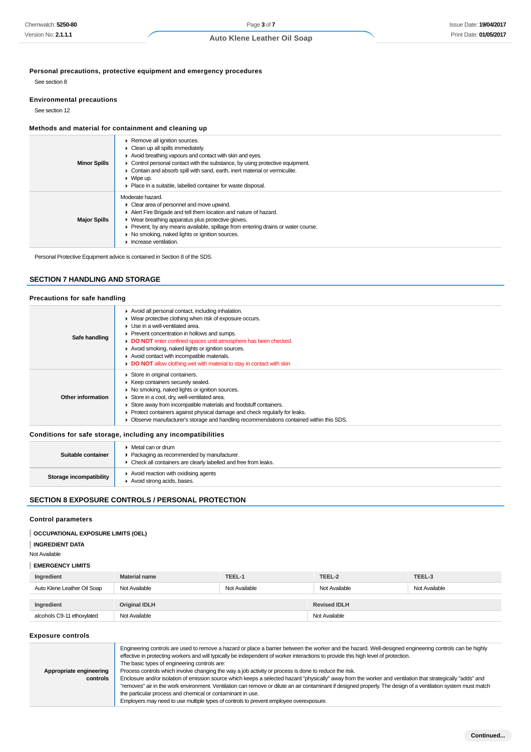### Personal precautions, protective equipment and emergency procedures

See section 8

### Environmental precautions

See section 12

### Methods and material for containment and cleaning up

| | |
|---|---|
| **Minor Spills** | ▸ Remove all ignition sources.<br>▸ Clean up all spills immediately.<br>▸ Avoid breathing vapours and contact with skin and eyes.<br>▸ Control personal contact with the substance, by using protective equipment.<br>▸ Contain and absorb spill with sand, earth, inert material or vermiculite.<br>▸ Wipe up.<br>▸ Place in a suitable, labelled container for waste disposal. |
| **Major Spills** | Moderate hazard.<br>▸ Clear area of personnel and move upwind.<br>▸ Alert Fire Brigade and tell them location and nature of hazard.<br>▸ Wear breathing apparatus plus protective gloves.<br>▸ Prevent, by any means available, spillage from entering drains or water course.<br>▸ No smoking, naked lights or ignition sources.<br>▸ Increase ventilation. |

Personal Protective Equipment advice is contained in Section 8 of the SDS.

## SECTION 7 HANDLING AND STORAGE

### Precautions for safe handling

| | |
|---|---|
| **Safe handling** | ▸ Avoid all personal contact, including inhalation.<br>▸ Wear protective clothing when risk of exposure occurs.<br>▸ Use in a well-ventilated area.<br>▸ Prevent concentration in hollows and sumps.<br>▸ **DO NOT** enter confined spaces until atmosphere has been checked.<br>▸ Avoid smoking, naked lights or ignition sources.<br>▸ Avoid contact with incompatible materials.<br>▸ **DO NOT** allow clothing wet with material to stay in contact with skin |
| **Other information** | ▸ Store in original containers.<br>▸ Keep containers securely sealed.<br>▸ No smoking, naked lights or ignition sources.<br>▸ Store in a cool, dry, well-ventilated area.<br>▸ Store away from incompatible materials and foodstuff containers.<br>▸ Protect containers against physical damage and check regularly for leaks.<br>▸ Observe manufacturer's storage and handling recommendations contained within this SDS. |

### Conditions for safe storage, including any incompatibilities

| | |
|---|---|
| **Suitable container** | ▸ Metal can or drum<br>▸ Packaging as recommended by manufacturer.<br>▸ Check all containers are clearly labelled and free from leaks. |
| **Storage incompatibility** | ▸ Avoid reaction with oxidising agents<br>▸ Avoid strong acids, bases. |

## SECTION 8 EXPOSURE CONTROLS / PERSONAL PROTECTION

### Control parameters

**OCCUPATIONAL EXPOSURE LIMITS (OEL)**

**INGREDIENT DATA**

Not Available

**EMERGENCY LIMITS**

| Ingredient | Material name | TEEL-1 | TEEL-2 | TEEL-3 |
|---|---|---|---|---|
| Auto Klene Leather Oil Soap | Not Available | Not Available | Not Available | Not Available |

| Ingredient | Original IDLH | Revised IDLH |
|---|---|---|
| alcohols C9-11 ethoxylated | Not Available | Not Available |

### Exposure controls

| | |
|---|---|
| **Appropriate engineering controls** | Engineering controls are used to remove a hazard or place a barrier between the worker and the hazard. Well-designed engineering controls can be highly effective in protecting workers and will typically be independent of worker interactions to provide this high level of protection.<br>The basic types of engineering controls are:<br>Process controls which involve changing the way a job activity or process is done to reduce the risk.<br>Enclosure and/or isolation of emission source which keeps a selected hazard "physically" away from the worker and ventilation that strategically "adds" and "removes" air in the work environment. Ventilation can remove or dilute an air contaminant if designed properly. The design of a ventilation system must match the particular process and chemical or contaminant in use.<br>Employers may need to use multiple types of controls to prevent employee overexposure. |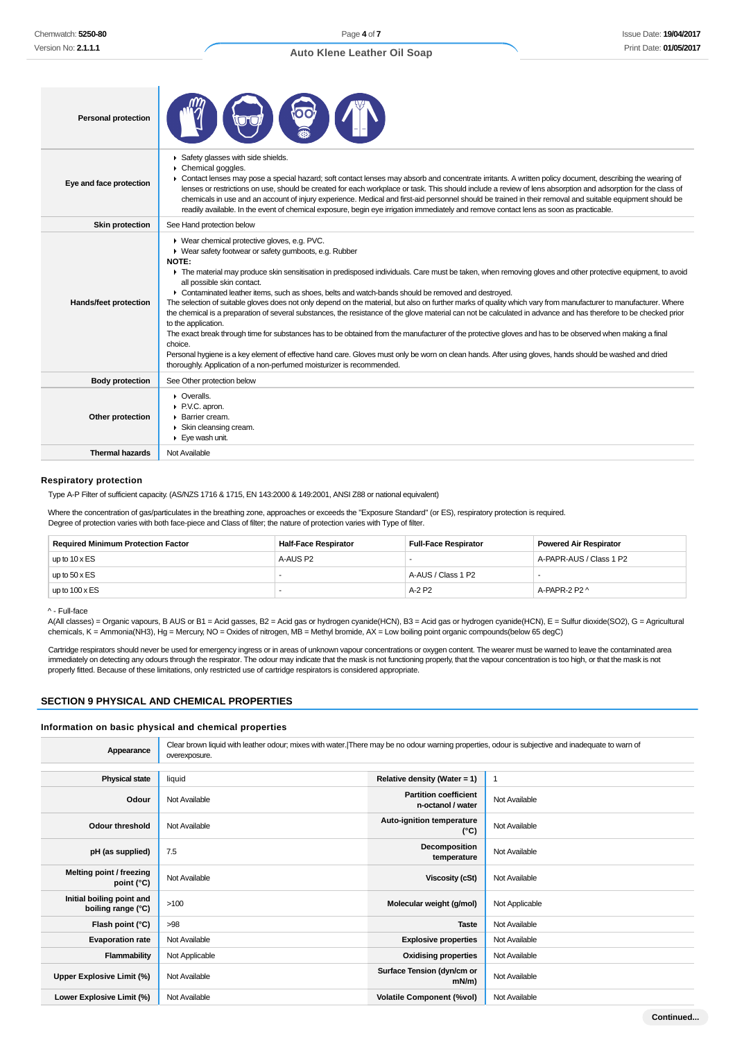| | |
|---|---|
| **Personal protection** | |
| **Eye and face protection** | ▸ Safety glasses with side shields.<br>▸ Chemical goggles.<br>▸ Contact lenses may pose a special hazard; soft contact lenses may absorb and concentrate irritants. A written policy document, describing the wearing of lenses or restrictions on use, should be created for each workplace or task. This should include a review of lens absorption and adsorption for the class of chemicals in use and an account of injury experience. Medical and first-aid personnel should be trained in their removal and suitable equipment should be readily available. In the event of chemical exposure, begin eye irrigation immediately and remove contact lens as soon as practicable. |
| **Skin protection** | See Hand protection below |
| **Hands/feet protection** | ▸ Wear chemical protective gloves, e.g. PVC.<br>▸ Wear safety footwear or safety gumboots, e.g. Rubber<br>**NOTE:**<br>▸ The material may produce skin sensitisation in predisposed individuals. Care must be taken, when removing gloves and other protective equipment, to avoid all possible skin contact.<br>▸ Contaminated leather items, such as shoes, belts and watch-bands should be removed and destroyed.<br>The selection of suitable gloves does not only depend on the material, but also on further marks of quality which vary from manufacturer to manufacturer. Where the chemical is a preparation of several substances, the resistance of the glove material can not be calculated in advance and has therefore to be checked prior to the application.<br>The exact break through time for substances has to be obtained from the manufacturer of the protective gloves and has to be observed when making a final choice.<br>Personal hygiene is a key element of effective hand care. Gloves must only be worn on clean hands. After using gloves, hands should be washed and dried thoroughly. Application of a non-perfumed moisturizer is recommended. |
| **Body protection** | See Other protection below |
| **Other protection** | ▸ Overalls.<br>▸ P.V.C. apron.<br>▸ Barrier cream.<br>▸ Skin cleansing cream.<br>▸ Eye wash unit. |
| **Thermal hazards** | Not Available |

### Respiratory protection

Type A-P Filter of sufficient capacity. (AS/NZS 1716 & 1715, EN 143:2000 & 149:2001, ANSI Z88 or national equivalent)

Where the concentration of gas/particulates in the breathing zone, approaches or exceeds the "Exposure Standard" (or ES), respiratory protection is required.
Degree of protection varies with both face-piece and Class of filter; the nature of protection varies with Type of filter.

| Required Minimum Protection Factor | Half-Face Respirator | Full-Face Respirator | Powered Air Respirator |
|---|---|---|---|
| up to 10 x ES | A-AUS P2 | - | A-PAPR-AUS / Class 1 P2 |
| up to 50 x ES | - | A-AUS / Class 1 P2 | - |
| up to 100 x ES | - | A-2 P2 | A-PAPR-2 P2 ^ |

^ - Full-face
A(All classes) = Organic vapours, B AUS or B1 = Acid gasses, B2 = Acid gas or hydrogen cyanide(HCN), B3 = Acid gas or hydrogen cyanide(HCN), E = Sulfur dioxide(SO2), G = Agricultural chemicals, K = Ammonia(NH3), Hg = Mercury, NO = Oxides of nitrogen, MB = Methyl bromide, AX = Low boiling point organic compounds(below 65 degC)

Cartridge respirators should never be used for emergency ingress or in areas of unknown vapour concentrations or oxygen content. The wearer must be warned to leave the contaminated area immediately on detecting any odours through the respirator. The odour may indicate that the mask is not functioning properly, that the vapour concentration is too high, or that the mask is not properly fitted. Because of these limitations, only restricted use of cartridge respirators is considered appropriate.

## SECTION 9 PHYSICAL AND CHEMICAL PROPERTIES

### Information on basic physical and chemical properties

| | | | |
|---|---|---|---|
| **Appearance** | Clear brown liquid with leather odour; mixes with water.\|There may be no odour warning properties, odour is subjective and inadequate to warn of overexposure. | | |
| **Physical state** | liquid | **Relative density (Water = 1)** | 1 |
| **Odour** | Not Available | **Partition coefficient n-octanol / water** | Not Available |
| **Odour threshold** | Not Available | **Auto-ignition temperature (°C)** | Not Available |
| **pH (as supplied)** | 7.5 | **Decomposition temperature** | Not Available |
| **Melting point / freezing point (°C)** | Not Available | **Viscosity (cSt)** | Not Available |
| **Initial boiling point and boiling range (°C)** | >100 | **Molecular weight (g/mol)** | Not Applicable |
| **Flash point (°C)** | >98 | **Taste** | Not Available |
| **Evaporation rate** | Not Available | **Explosive properties** | Not Available |
| **Flammability** | Not Applicable | **Oxidising properties** | Not Available |
| **Upper Explosive Limit (%)** | Not Available | **Surface Tension (dyn/cm or mN/m)** | Not Available |
| **Lower Explosive Limit (%)** | Not Available | **Volatile Component (%vol)** | Not Available |

Continued...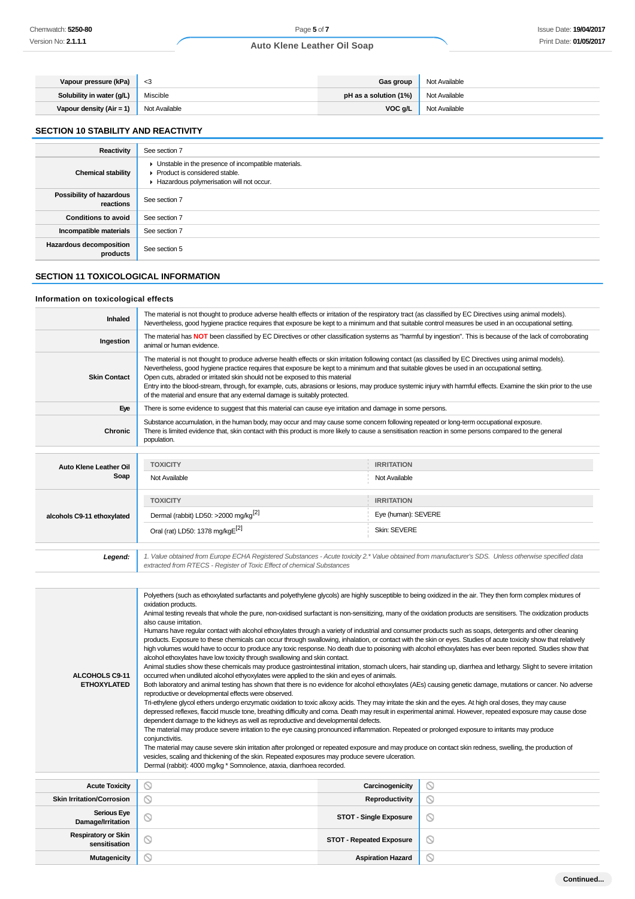| Vapour pressure (kPa) | <3 | Gas group | Not Available |
|---|---|---|---|
| Solubility in water (g/L) | Miscible | pH as a solution (1%) | Not Available |
| Vapour density (Air = 1) | Not Available | VOC g/L | Not Available |

## SECTION 10 STABILITY AND REACTIVITY

| | |
|---|---|
| Reactivity | See section 7 |
| Chemical stability | ▸ Unstable in the presence of incompatible materials.<br>▸ Product is considered stable.<br>▸ Hazardous polymerisation will not occur. |
| Possibility of hazardous reactions | See section 7 |
| Conditions to avoid | See section 7 |
| Incompatible materials | See section 7 |
| Hazardous decomposition products | See section 5 |

## SECTION 11 TOXICOLOGICAL INFORMATION

### Information on toxicological effects

| | |
|---|---|
| Inhaled | The material is not thought to produce adverse health effects or irritation of the respiratory tract (as classified by EC Directives using animal models). Nevertheless, good hygiene practice requires that exposure be kept to a minimum and that suitable control measures be used in an occupational setting. |
| Ingestion | The material has **NOT** been classified by EC Directives or other classification systems as "harmful by ingestion". This is because of the lack of corroborating animal or human evidence. |
| Skin Contact | The material is not thought to produce adverse health effects or skin irritation following contact (as classified by EC Directives using animal models). Nevertheless, good hygiene practice requires that exposure be kept to a minimum and that suitable gloves be used in an occupational setting.<br>Open cuts, abraded or irritated skin should not be exposed to this material<br>Entry into the blood-stream, through, for example, cuts, abrasions or lesions, may produce systemic injury with harmful effects. Examine the skin prior to the use of the material and ensure that any external damage is suitably protected. |
| Eye | There is some evidence to suggest that this material can cause eye irritation and damage in some persons. |
| Chronic | Substance accumulation, in the human body, may occur and may cause some concern following repeated or long-term occupational exposure.<br>There is limited evidence that, skin contact with this product is more likely to cause a sensitisation reaction in some persons compared to the general population. |

| | TOXICITY | IRRITATION |
|---|---|---|
| Auto Klene Leather Oil Soap | Not Available | Not Available |
| alcohols C9-11 ethoxylated | Dermal (rabbit) LD50: >2000 mg/kg[2] | Eye (human): SEVERE |
| | Oral (rat) LD50: 1378 mg/kgE[2] | Skin: SEVERE |

| | |
|---|---|
| *Legend:* | *1. Value obtained from Europe ECHA Registered Substances - Acute toxicity 2.* Value obtained from manufacturer's SDS. Unless otherwise specified data extracted from RTECS - Register of Toxic Effect of chemical Substances* |

| | |
|---|---|
| ALCOHOLS C9-11 ETHOXYLATED | Polyethers (such as ethoxylated surfactants and polyethylene glycols) are highly susceptible to being oxidized in the air. They then form complex mixtures of oxidation products.<br>Animal testing reveals that whole the pure, non-oxidised surfactant is non-sensitizing, many of the oxidation products are sensitisers. The oxidization products also cause irritation.<br>Humans have regular contact with alcohol ethoxylates through a variety of industrial and consumer products such as soaps, detergents and other cleaning products. Exposure to these chemicals can occur through swallowing, inhalation, or contact with the skin or eyes. Studies of acute toxicity show that relatively high volumes would have to occur to produce any toxic response. No death due to poisoning with alcohol ethoxylates has ever been reported. Studies show that alcohol ethoxylates have low toxicity through swallowing and skin contact.<br>Animal studies show these chemicals may produce gastrointestinal irritation, stomach ulcers, hair standing up, diarrhea and lethargy. Slight to severe irritation occurred when undiluted alcohol ethyoxylates were applied to the skin and eyes of animals.<br>Both laboratory and animal testing has shown that there is no evidence for alcohol ethoxylates (AEs) causing genetic damage, mutations or cancer. No adverse reproductive or developmental effects were observed.<br>Tri-ethylene glycol ethers undergo enzymatic oxidation to toxic alkoxy acids. They may irritate the skin and the eyes. At high oral doses, they may cause depressed reflexes, flaccid muscle tone, breathing difficulty and coma. Death may result in experimental animal. However, repeated exposure may cause dose dependent damage to the kidneys as well as reproductive and developmental defects.<br>The material may produce severe irritation to the eye causing pronounced inflammation. Repeated or prolonged exposure to irritants may produce conjunctivitis.<br>The material may cause severe skin irritation after prolonged or repeated exposure and may produce on contact skin redness, swelling, the production of vesicles, scaling and thickening of the skin. Repeated exposures may produce severe ulceration.<br>Dermal (rabbit): 4000 mg/kg * Somnolence, ataxia, diarrhoea recorded. |

| | | | |
|---|---|---|---|
| Acute Toxicity | ⦸ | Carcinogenicity | ⦸ |
| Skin Irritation/Corrosion | ⦸ | Reproductivity | ⦸ |
| Serious Eye Damage/Irritation | ⦸ | STOT - Single Exposure | ⦸ |
| Respiratory or Skin sensitisation | ⦸ | STOT - Repeated Exposure | ⦸ |
| Mutagenicity | ⦸ | Aspiration Hazard | ⦸ |

Continued...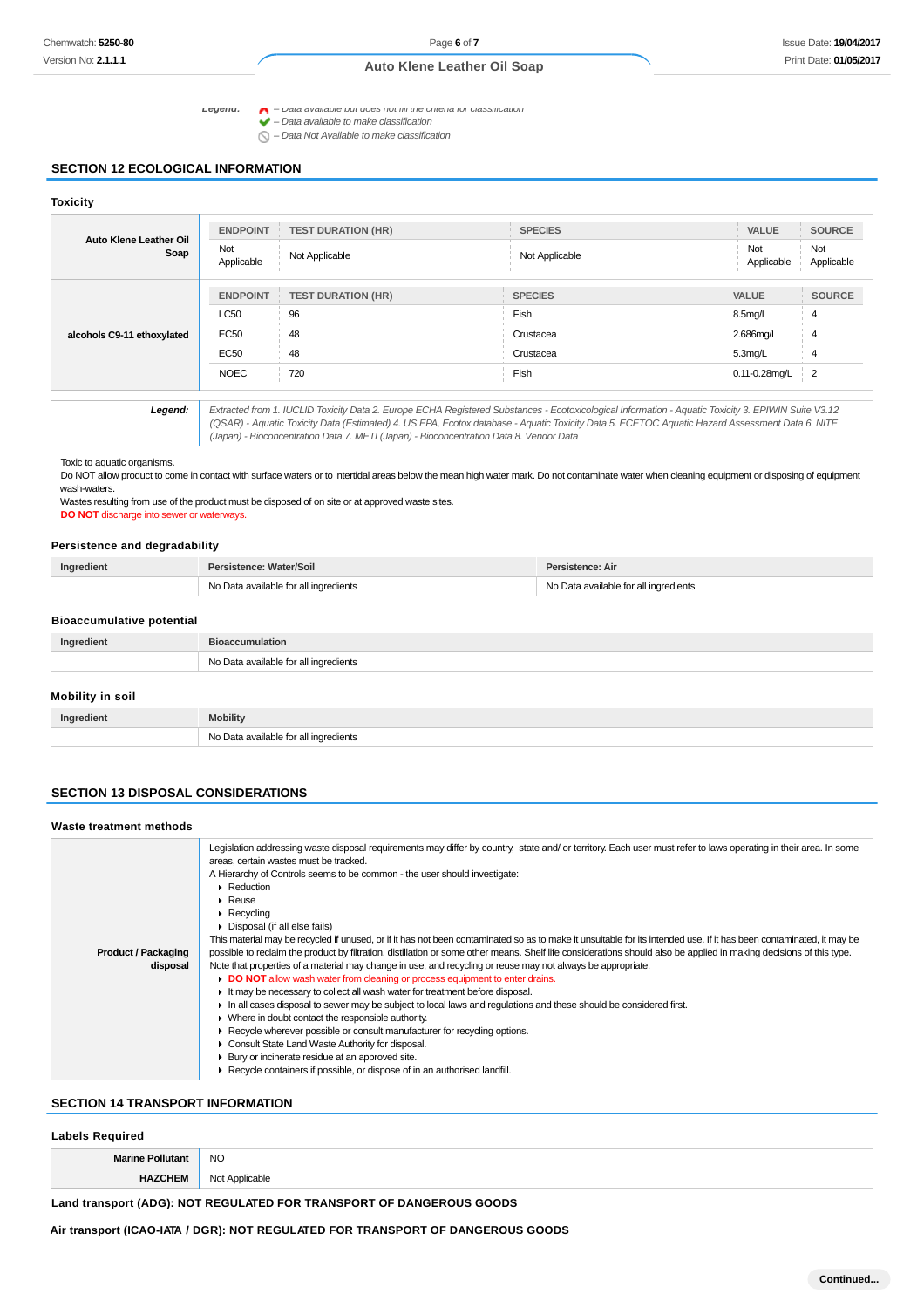**Legend:**
– Data available but does not fill the criteria for classification
– Data available to make classification
– Data Not Available to make classification

## SECTION 12 ECOLOGICAL INFORMATION

### Toxicity

| | ENDPOINT | TEST DURATION (HR) | SPECIES | VALUE | SOURCE |
|---|---|---|---|---|---|
| **Auto Klene Leather Oil Soap** | Not Applicable | Not Applicable | Not Applicable | Not Applicable | Not Applicable |

| | ENDPOINT | TEST DURATION (HR) | SPECIES | VALUE | SOURCE |
|---|---|---|---|---|---|
| **alcohols C9-11 ethoxylated** | LC50 | 96 | Fish | 8.5mg/L | 4 |
| | EC50 | 48 | Crustacea | 2.686mg/L | 4 |
| | EC50 | 48 | Crustacea | 5.3mg/L | 4 |
| | NOEC | 720 | Fish | 0.11-0.28mg/L | 2 |

| | |
|---|---|
| ***Legend:*** | *Extracted from 1. IUCLID Toxicity Data 2. Europe ECHA Registered Substances - Ecotoxicological Information - Aquatic Toxicity 3. EPIWIN Suite V3.12 (QSAR) - Aquatic Toxicity Data (Estimated) 4. US EPA, Ecotox database - Aquatic Toxicity Data 5. ECETOC Aquatic Hazard Assessment Data 6. NITE (Japan) - Bioconcentration Data 7. METI (Japan) - Bioconcentration Data 8. Vendor Data* |

Toxic to aquatic organisms.
Do NOT allow product to come in contact with surface waters or to intertidal areas below the mean high water mark. Do not contaminate water when cleaning equipment or disposing of equipment wash-waters.
Wastes resulting from use of the product must be disposed of on site or at approved waste sites.
**DO NOT** discharge into sewer or waterways.

### Persistence and degradability

| Ingredient | Persistence: Water/Soil | Persistence: Air |
|---|---|---|
| | No Data available for all ingredients | No Data available for all ingredients |

### Bioaccumulative potential

| Ingredient | Bioaccumulation |
|---|---|
| | No Data available for all ingredients |

### Mobility in soil

| Ingredient | Mobility |
|---|---|
| | No Data available for all ingredients |

## SECTION 13 DISPOSAL CONSIDERATIONS

### Waste treatment methods

**Product / Packaging disposal**

Legislation addressing waste disposal requirements may differ by country, state and/ or territory. Each user must refer to laws operating in their area. In some areas, certain wastes must be tracked.
A Hierarchy of Controls seems to be common - the user should investigate:

- Reduction
- Reuse
- Recycling
- Disposal (if all else fails)

This material may be recycled if unused, or if it has not been contaminated so as to make it unsuitable for its intended use. If it has been contaminated, it may be possible to reclaim the product by filtration, distillation or some other means. Shelf life considerations should also be applied in making decisions of this type. Note that properties of a material may change in use, and recycling or reuse may not always be appropriate.

- **DO NOT** allow wash water from cleaning or process equipment to enter drains.
- It may be necessary to collect all wash water for treatment before disposal.
- In all cases disposal to sewer may be subject to local laws and regulations and these should be considered first.
- Where in doubt contact the responsible authority.
- Recycle wherever possible or consult manufacturer for recycling options.
- Consult State Land Waste Authority for disposal.
- Bury or incinerate residue at an approved site.
- Recycle containers if possible, or dispose of in an authorised landfill.

## SECTION 14 TRANSPORT INFORMATION

### Labels Required

| | |
|---|---|
| **Marine Pollutant** | NO |
| **HAZCHEM** | Not Applicable |

**Land transport (ADG): NOT REGULATED FOR TRANSPORT OF DANGEROUS GOODS**

**Air transport (ICAO-IATA / DGR): NOT REGULATED FOR TRANSPORT OF DANGEROUS GOODS**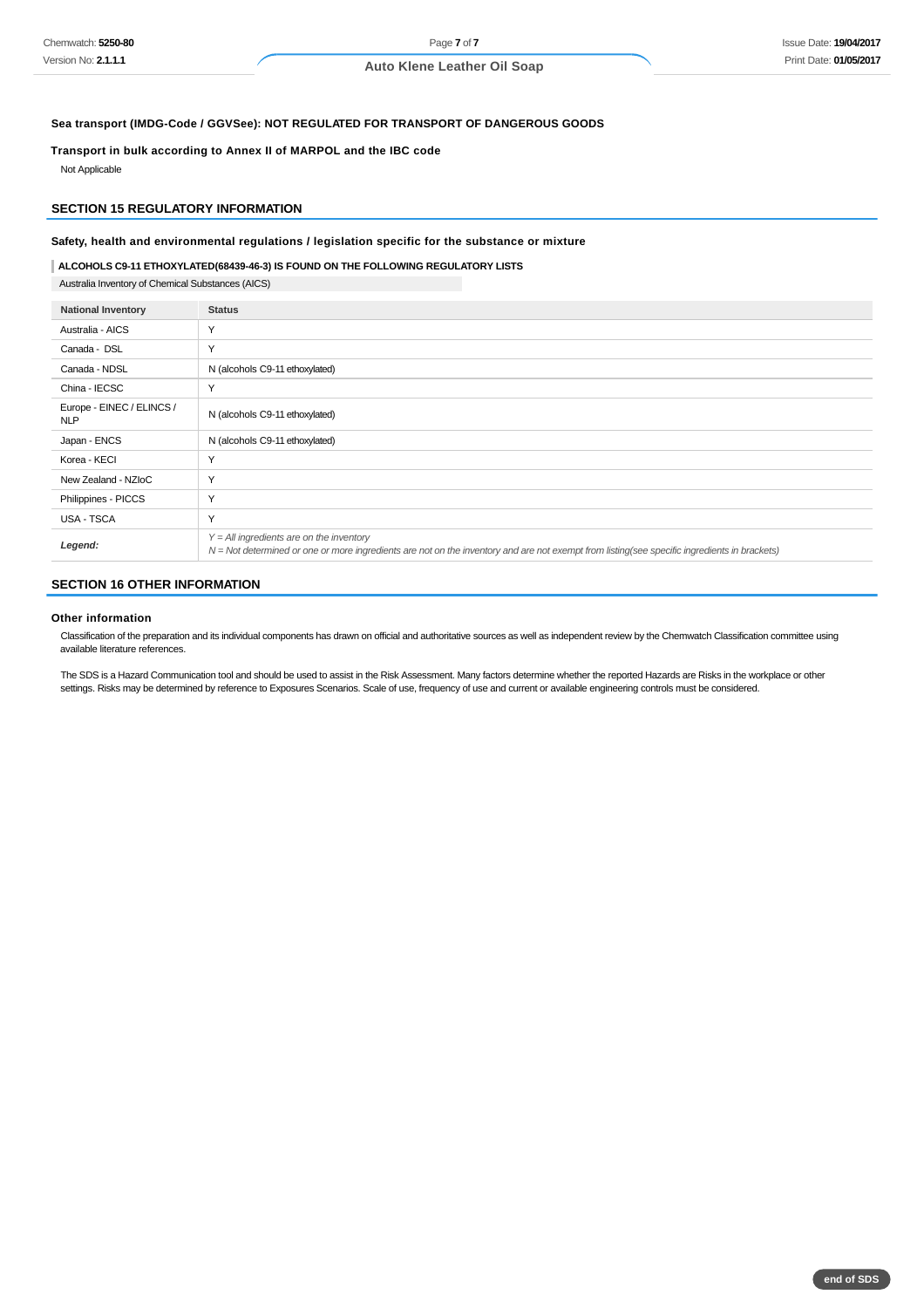**Sea transport (IMDG-Code / GGVSee): NOT REGULATED FOR TRANSPORT OF DANGEROUS GOODS**

**Transport in bulk according to Annex II of MARPOL and the IBC code**

Not Applicable

## SECTION 15 REGULATORY INFORMATION

**Safety, health and environmental regulations / legislation specific for the substance or mixture**

**ALCOHOLS C9-11 ETHOXYLATED(68439-46-3) IS FOUND ON THE FOLLOWING REGULATORY LISTS**

Australia Inventory of Chemical Substances (AICS)

| National Inventory | Status |
|---|---|
| Australia - AICS | Y |
| Canada - DSL | Y |
| Canada - NDSL | N (alcohols C9-11 ethoxylated) |
| China - IECSC | Y |
| Europe - EINEC / ELINCS / NLP | N (alcohols C9-11 ethoxylated) |
| Japan - ENCS | N (alcohols C9-11 ethoxylated) |
| Korea - KECI | Y |
| New Zealand - NZIoC | Y |
| Philippines - PICCS | Y |
| USA - TSCA | Y |
| ***Legend:*** | *Y = All ingredients are on the inventory*<br>*N = Not determined or one or more ingredients are not on the inventory and are not exempt from listing(see specific ingredients in brackets)* |

## SECTION 16 OTHER INFORMATION

**Other information**

Classification of the preparation and its individual components has drawn on official and authoritative sources as well as independent review by the Chemwatch Classification committee using available literature references.

The SDS is a Hazard Communication tool and should be used to assist in the Risk Assessment. Many factors determine whether the reported Hazards are Risks in the workplace or other settings. Risks may be determined by reference to Exposures Scenarios. Scale of use, frequency of use and current or available engineering controls must be considered.

**end of SDS**